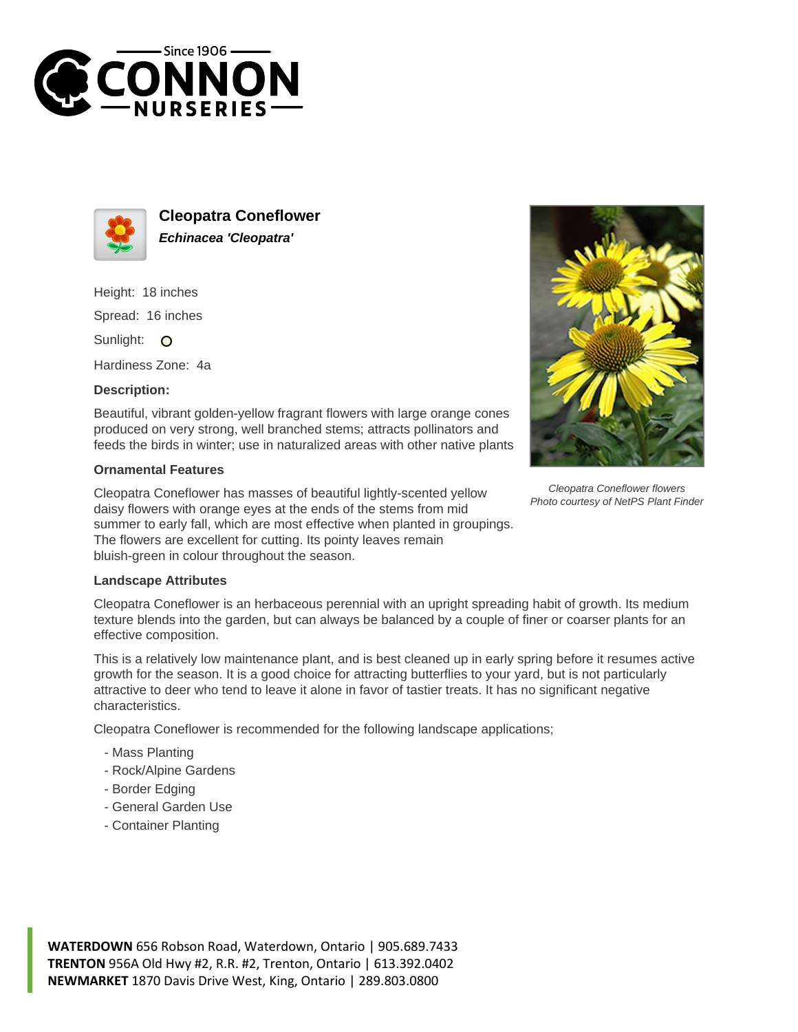# Cleopatra Coneflower

***Echinacea 'Cleopatra'***

Height: 18 inches

Spread: 16 inches

Sunlight: O

Hardiness Zone: 4a

### Description:

Beautiful, vibrant golden-yellow fragrant flowers with large orange cones produced on very strong, well branched stems; attracts pollinators and feeds the birds in winter; use in naturalized areas with other native plants

*Cleopatra Coneflower flowers*
*Photo courtesy of NetPS Plant Finder*

### Ornamental Features

Cleopatra Coneflower has masses of beautiful lightly-scented yellow daisy flowers with orange eyes at the ends of the stems from mid summer to early fall, which are most effective when planted in groupings. The flowers are excellent for cutting. Its pointy leaves remain bluish-green in colour throughout the season.

### Landscape Attributes

Cleopatra Coneflower is an herbaceous perennial with an upright spreading habit of growth. Its medium texture blends into the garden, but can always be balanced by a couple of finer or coarser plants for an effective composition.

This is a relatively low maintenance plant, and is best cleaned up in early spring before it resumes active growth for the season. It is a good choice for attracting butterflies to your yard, but is not particularly attractive to deer who tend to leave it alone in favor of tastier treats. It has no significant negative characteristics.

Cleopatra Coneflower is recommended for the following landscape applications;

- Mass Planting
- Rock/Alpine Gardens
- Border Edging
- General Garden Use
- Container Planting

**WATERDOWN** 656 Robson Road, Waterdown, Ontario | 905.689.7433
**TRENTON** 956A Old Hwy #2, R.R. #2, Trenton, Ontario | 613.392.0402
**NEWMARKET** 1870 Davis Drive West, King, Ontario | 289.803.0800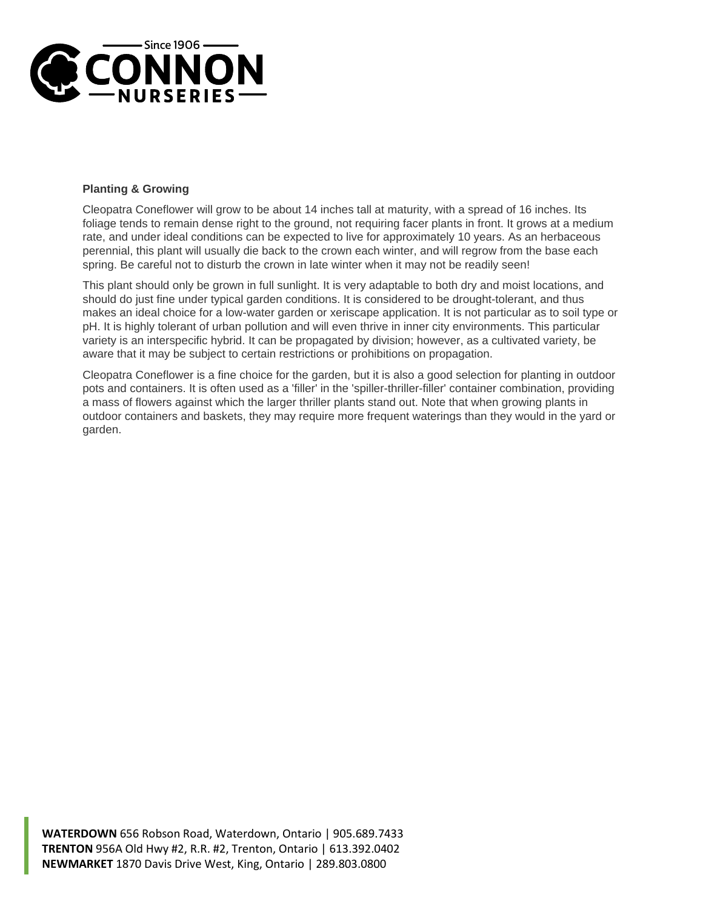### Planting & Growing

Cleopatra Coneflower will grow to be about 14 inches tall at maturity, with a spread of 16 inches. Its foliage tends to remain dense right to the ground, not requiring facer plants in front. It grows at a medium rate, and under ideal conditions can be expected to live for approximately 10 years. As an herbaceous perennial, this plant will usually die back to the crown each winter, and will regrow from the base each spring. Be careful not to disturb the crown in late winter when it may not be readily seen!

This plant should only be grown in full sunlight. It is very adaptable to both dry and moist locations, and should do just fine under typical garden conditions. It is considered to be drought-tolerant, and thus makes an ideal choice for a low-water garden or xeriscape application. It is not particular as to soil type or pH. It is highly tolerant of urban pollution and will even thrive in inner city environments. This particular variety is an interspecific hybrid. It can be propagated by division; however, as a cultivated variety, be aware that it may be subject to certain restrictions or prohibitions on propagation.

Cleopatra Coneflower is a fine choice for the garden, but it is also a good selection for planting in outdoor pots and containers. It is often used as a 'filler' in the 'spiller-thriller-filler' container combination, providing a mass of flowers against which the larger thriller plants stand out. Note that when growing plants in outdoor containers and baskets, they may require more frequent waterings than they would in the yard or garden.